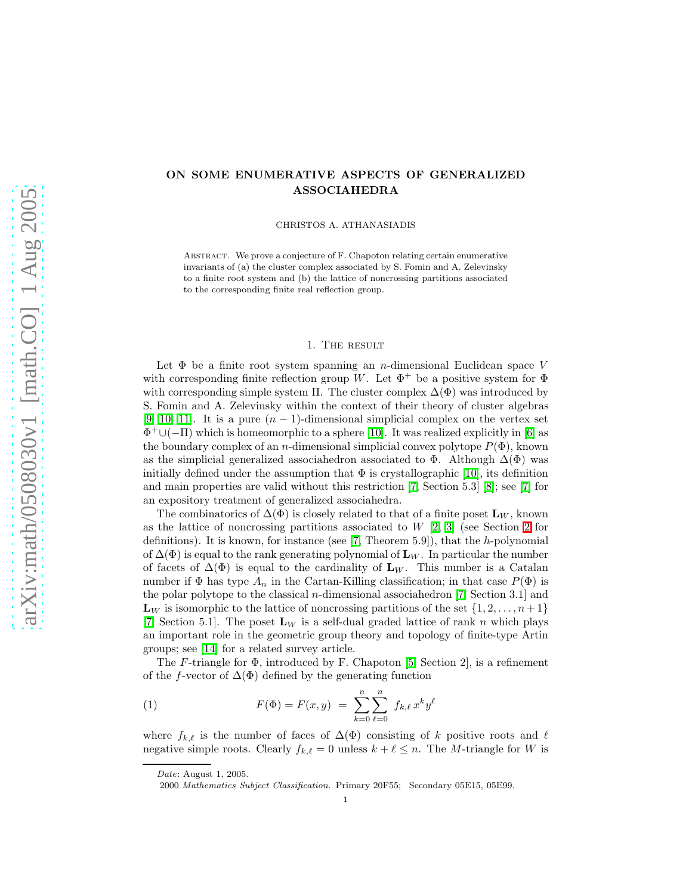# ON SOME ENUMERATIVE ASPECTS OF GENERALIZED ASSOCIAHEDRA

CHRISTOS A. ATHANASIADIS

Abstract. We prove a conjecture of F. Chapoton relating certain enumerative invariants of (a) the cluster complex associated by S. Fomin and A. Zelevinsky to a finite root system and (b) the lattice of noncrossing partitions associated to the corresponding finite real reflection group.

## 1. The result

Let $\Phi$ be a finite root system spanning an $n$-dimensional Euclidean space $V$ with corresponding finite reflection group $W$. Let $\Phi^+$ be a positive system for $\Phi$ with corresponding simple system $\Pi$. The cluster complex $\Delta(\Phi)$ was introduced by S. Fomin and A. Zelevinsky within the context of their theory of cluster algebras [9] [10] [11]. It is a pure $(n-1)$-dimensional simplicial complex on the vertex set $\Phi^+ \cup (-\Pi)$ which is homeomorphic to a sphere [10]. It was realized explicitly in [6] as the boundary complex of an $n$-dimensional simplicial convex polytope $P(\Phi)$, known as the simplicial generalized associahedron associated to $\Phi$. Although $\Delta(\Phi)$ was initially defined under the assumption that $\Phi$ is crystallographic [10], its definition and main properties are valid without this restriction [7, Section 5.3] [8]; see [7] for an expository treatment of generalized associahedra.

The combinatorics of $\Delta(\Phi)$ is closely related to that of a finite poset $\mathbf{L}_W$, known as the lattice of noncrossing partitions associated to $W$ [2, 3] (see Section 2 for definitions). It is known, for instance (see [7, Theorem 5.9]), that the $h$-polynomial of $\Delta(\Phi)$ is equal to the rank generating polynomial of $\mathbf{L}_W$. In particular the number of facets of $\Delta(\Phi)$ is equal to the cardinality of $\mathbf{L}_W$. This number is a Catalan number if $\Phi$ has type $A_n$ in the Cartan-Killing classification; in that case $P(\Phi)$ is the polar polytope to the classical $n$-dimensional associahedron [7, Section 3.1] and $\mathbf{L}_W$ is isomorphic to the lattice of noncrossing partitions of the set $\{1, 2, \ldots, n+1\}$ [7, Section 5.1]. The poset $\mathbf{L}_W$ is a self-dual graded lattice of rank $n$ which plays an important role in the geometric group theory and topology of finite-type Artin groups; see [14] for a related survey article.

The $F$-triangle for $\Phi$, introduced by F. Chapoton [5, Section 2], is a refinement of the $f$-vector of $\Delta(\Phi)$ defined by the generating function

$$F(\Phi) = F(x, y) \;=\; \sum_{k=0}^{n} \sum_{\ell=0}^{n} \; f_{k,\ell} \, x^k y^\ell \tag{1}$$

where $f_{k,\ell}$ is the number of faces of $\Delta(\Phi)$ consisting of $k$ positive roots and $\ell$ negative simple roots. Clearly $f_{k,\ell} = 0$ unless $k + \ell \leq n$. The $M$-triangle for $W$ is

---

*Date*: August 1, 2005.

2000 *Mathematics Subject Classification.* Primary 20F55; Secondary 05E15, 05E99.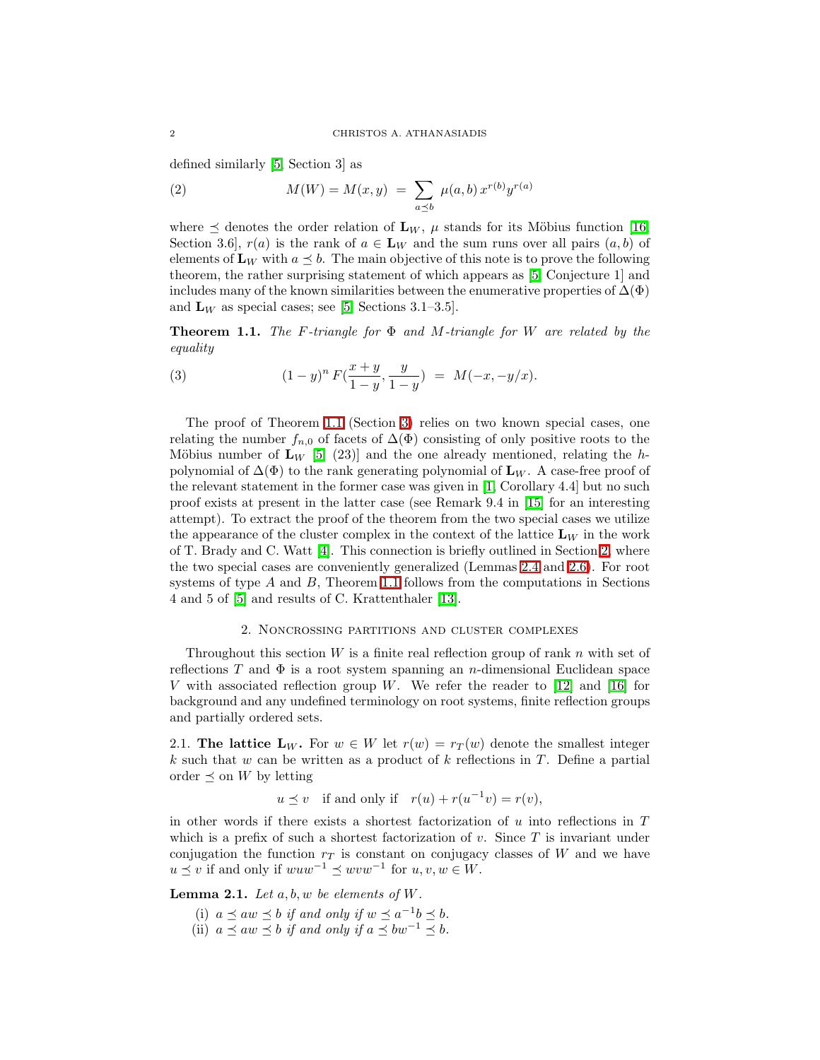defined similarly [5, Section 3] as

$$M(W) = M(x, y) \;=\; \sum_{a \preceq b} \mu(a, b)\, x^{r(b)} y^{r(a)} \tag{2}$$

where $\preceq$ denotes the order relation of $\mathbf{L}_W$, $\mu$ stands for its Möbius function [16, Section 3.6], $r(a)$ is the rank of $a \in \mathbf{L}_W$ and the sum runs over all pairs $(a, b)$ of elements of $\mathbf{L}_W$ with $a \preceq b$. The main objective of this note is to prove the following theorem, the rather surprising statement of which appears as [5, Conjecture 1] and includes many of the known similarities between the enumerative properties of $\Delta(\Phi)$ and $\mathbf{L}_W$ as special cases; see [5, Sections 3.1–3.5].

**Theorem 1.1.** *The $F$-triangle for $\Phi$ and $M$-triangle for $W$ are related by the equality*

$$(1-y)^n \, F\left(\frac{x+y}{1-y}, \frac{y}{1-y}\right) \;=\; M(-x, -y/x). \tag{3}$$

The proof of Theorem 1.1 (Section 3) relies on two known special cases, one relating the number $f_{n,0}$ of facets of $\Delta(\Phi)$ consisting of only positive roots to the Möbius number of $\mathbf{L}_W$ [5, (23)] and the one already mentioned, relating the $h$-polynomial of $\Delta(\Phi)$ to the rank generating polynomial of $\mathbf{L}_W$. A case-free proof of the relevant statement in the former case was given in [1, Corollary 4.4] but no such proof exists at present in the latter case (see Remark 9.4 in [15] for an interesting attempt). To extract the proof of the theorem from the two special cases we utilize the appearance of the cluster complex in the context of the lattice $\mathbf{L}_W$ in the work of T. Brady and C. Watt [4]. This connection is briefly outlined in Section 2, where the two special cases are conveniently generalized (Lemmas 2.4 and 2.6). For root systems of type $A$ and $B$, Theorem 1.1 follows from the computations in Sections 4 and 5 of [5] and results of C. Krattenthaler [13].

## 2. Noncrossing partitions and cluster complexes

Throughout this section $W$ is a finite real reflection group of rank $n$ with set of reflections $T$ and $\Phi$ is a root system spanning an $n$-dimensional Euclidean space $V$ with associated reflection group $W$. We refer the reader to [12] and [16] for background and any undefined terminology on root systems, finite reflection groups and partially ordered sets.

**2.1. The lattice $\mathbf{L}_W$.** For $w \in W$ let $r(w) = r_T(w)$ denote the smallest integer $k$ such that $w$ can be written as a product of $k$ reflections in $T$. Define a partial order $\preceq$ on $W$ by letting

$$u \preceq v \quad \text{if and only if} \quad r(u) + r(u^{-1}v) = r(v),$$

in other words if there exists a shortest factorization of $u$ into reflections in $T$ which is a prefix of such a shortest factorization of $v$. Since $T$ is invariant under conjugation the function $r_T$ is constant on conjugacy classes of $W$ and we have $u \preceq v$ if and only if $wuw^{-1} \preceq wvw^{-1}$ for $u, v, w \in W$.

**Lemma 2.1.** *Let $a, b, w$ be elements of $W$.*

(i) *$a \preceq aw \preceq b$ if and only if $w \preceq a^{-1}b \preceq b$.*
(ii) *$a \preceq aw \preceq b$ if and only if $a \preceq bw^{-1} \preceq b$.*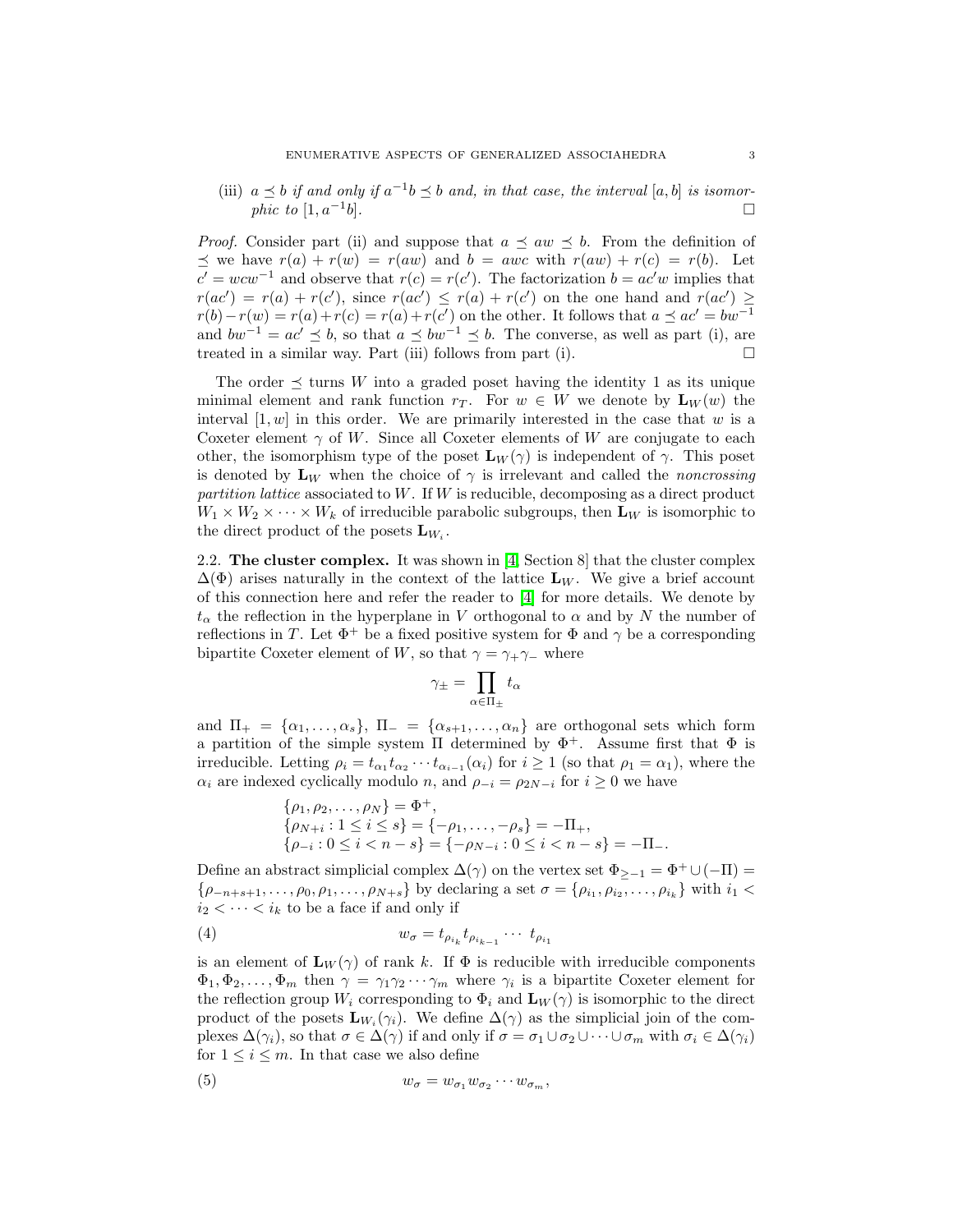(iii) $a \preceq b$ *if and only if* $a^{-1}b \preceq b$ *and, in that case, the interval* $[a, b]$ *is isomorphic to* $[1, a^{-1}b]$. $\square$

*Proof.* Consider part (ii) and suppose that $a \preceq aw \preceq b$. From the definition of $\preceq$ we have $r(a) + r(w) = r(aw)$ and $b = awc$ with $r(aw) + r(c) = r(b)$. Let $c' = wcw^{-1}$ and observe that $r(c) = r(c')$. The factorization $b = ac'w$ implies that $r(ac') = r(a) + r(c')$, since $r(ac') \leq r(a) + r(c')$ on the one hand and $r(ac') \geq r(b) - r(w) = r(a) + r(c) = r(a) + r(c')$ on the other. It follows that $a \preceq ac' = bw^{-1}$ and $bw^{-1} = ac' \preceq b$, so that $a \preceq bw^{-1} \preceq b$. The converse, as well as part (i), are treated in a similar way. Part (iii) follows from part (i). $\square$

The order $\preceq$ turns $W$ into a graded poset having the identity 1 as its unique minimal element and rank function $r_T$. For $w \in W$ we denote by $\mathbf{L}_W(w)$ the interval $[1, w]$ in this order. We are primarily interested in the case that $w$ is a Coxeter element $\gamma$ of $W$. Since all Coxeter elements of $W$ are conjugate to each other, the isomorphism type of the poset $\mathbf{L}_W(\gamma)$ is independent of $\gamma$. This poset is denoted by $\mathbf{L}_W$ when the choice of $\gamma$ is irrelevant and called the *noncrossing partition lattice* associated to $W$. If $W$ is reducible, decomposing as a direct product $W_1 \times W_2 \times \cdots \times W_k$ of irreducible parabolic subgroups, then $\mathbf{L}_W$ is isomorphic to the direct product of the posets $\mathbf{L}_{W_i}$.

**2.2. The cluster complex.** It was shown in [4, Section 8] that the cluster complex $\Delta(\Phi)$ arises naturally in the context of the lattice $\mathbf{L}_W$. We give a brief account of this connection here and refer the reader to [4] for more details. We denote by $t_\alpha$ the reflection in the hyperplane in $V$ orthogonal to $\alpha$ and by $N$ the number of reflections in $T$. Let $\Phi^+$ be a fixed positive system for $\Phi$ and $\gamma$ be a corresponding bipartite Coxeter element of $W$, so that $\gamma = \gamma_+ \gamma_-$ where

$$\gamma_\pm = \prod_{\alpha \in \Pi_\pm} t_\alpha$$

and $\Pi_+ = \{\alpha_1, \ldots, \alpha_s\}$, $\Pi_- = \{\alpha_{s+1}, \ldots, \alpha_n\}$ are orthogonal sets which form a partition of the simple system $\Pi$ determined by $\Phi^+$. Assume first that $\Phi$ is irreducible. Letting $\rho_i = t_{\alpha_1} t_{\alpha_2} \cdots t_{\alpha_{i-1}}(\alpha_i)$ for $i \geq 1$ (so that $\rho_1 = \alpha_1$), where the $\alpha_i$ are indexed cyclically modulo $n$, and $\rho_{-i} = \rho_{2N-i}$ for $i \geq 0$ we have

$$\begin{aligned}
&\{\rho_1, \rho_2, \ldots, \rho_N\} = \Phi^+, \\
&\{\rho_{N+i} : 1 \leq i \leq s\} = \{-\rho_1, \ldots, -\rho_s\} = -\Pi_+, \\
&\{\rho_{-i} : 0 \leq i < n-s\} = \{-\rho_{N-i} : 0 \leq i < n-s\} = -\Pi_-.
\end{aligned}$$

Define an abstract simplicial complex $\Delta(\gamma)$ on the vertex set $\Phi_{\geq -1} = \Phi^+ \cup (-\Pi) = \{\rho_{-n+s+1}, \ldots, \rho_0, \rho_1, \ldots, \rho_{N+s}\}$ by declaring a set $\sigma = \{\rho_{i_1}, \rho_{i_2}, \ldots, \rho_{i_k}\}$ with $i_1 < i_2 < \cdots < i_k$ to be a face if and only if

$$w_\sigma = t_{\rho_{i_k}} t_{\rho_{i_{k-1}}} \cdots \, t_{\rho_{i_1}} \tag{4}$$

is an element of $\mathbf{L}_W(\gamma)$ of rank $k$. If $\Phi$ is reducible with irreducible components $\Phi_1, \Phi_2, \ldots, \Phi_m$ then $\gamma = \gamma_1 \gamma_2 \cdots \gamma_m$ where $\gamma_i$ is a bipartite Coxeter element for the reflection group $W_i$ corresponding to $\Phi_i$ and $\mathbf{L}_W(\gamma)$ is isomorphic to the direct product of the posets $\mathbf{L}_{W_i}(\gamma_i)$. We define $\Delta(\gamma)$ as the simplicial join of the complexes $\Delta(\gamma_i)$, so that $\sigma \in \Delta(\gamma)$ if and only if $\sigma = \sigma_1 \cup \sigma_2 \cup \cdots \cup \sigma_m$ with $\sigma_i \in \Delta(\gamma_i)$ for $1 \leq i \leq m$. In that case we also define

$$w_\sigma = w_{\sigma_1} w_{\sigma_2} \cdots w_{\sigma_m}, \tag{5}$$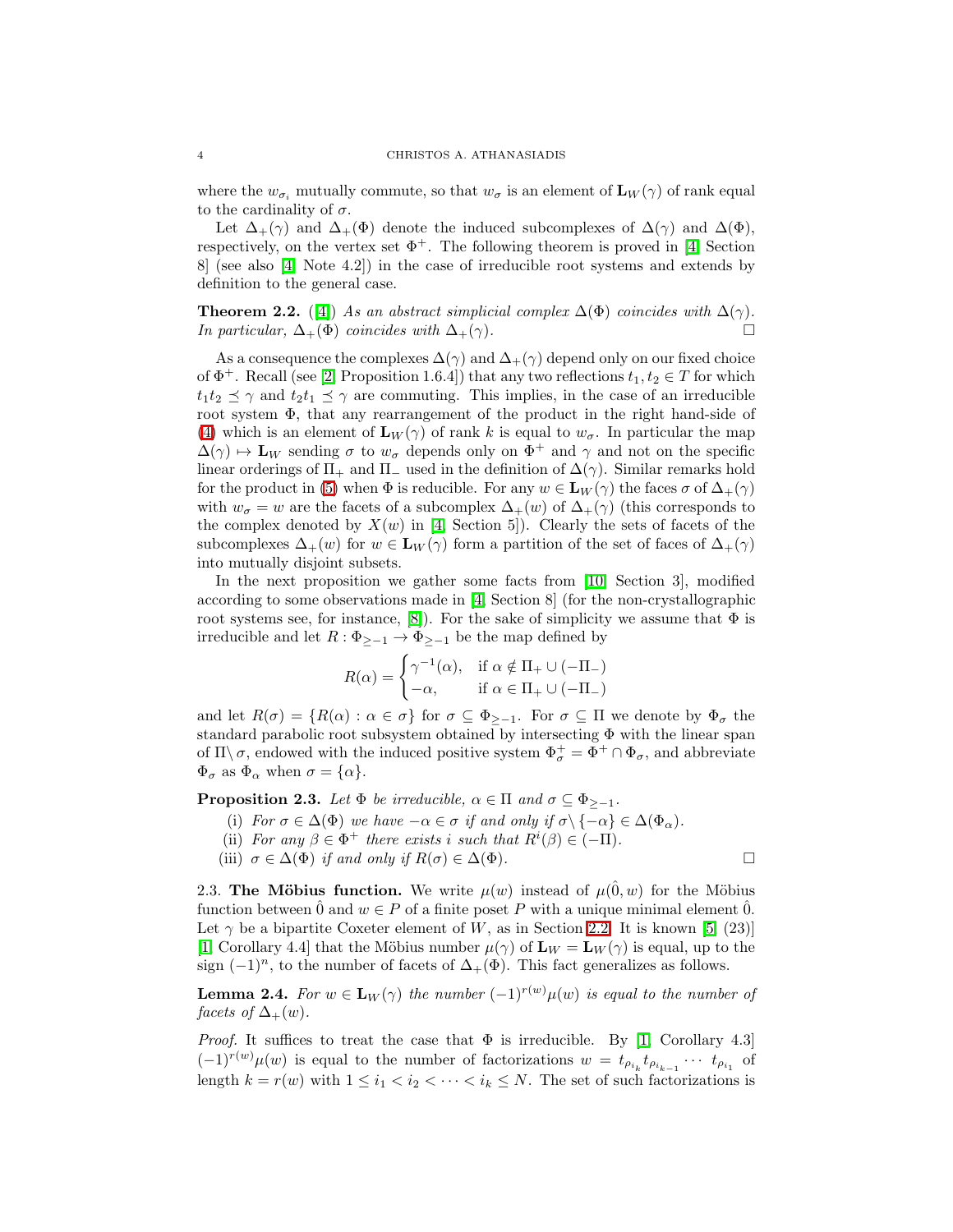where the $w_{\sigma_i}$ mutually commute, so that $w_\sigma$ is an element of $\mathbf{L}_W(\gamma)$ of rank equal to the cardinality of $\sigma$.

Let $\Delta_+(\gamma)$ and $\Delta_+(\Phi)$ denote the induced subcomplexes of $\Delta(\gamma)$ and $\Delta(\Phi)$, respectively, on the vertex set $\Phi^+$. The following theorem is proved in [4, Section 8] (see also [4, Note 4.2]) in the case of irreducible root systems and extends by definition to the general case.

**Theorem 2.2.** ([4]) *As an abstract simplicial complex $\Delta(\Phi)$ coincides with $\Delta(\gamma)$. In particular, $\Delta_+(\Phi)$ coincides with $\Delta_+(\gamma)$.* $\square$

As a consequence the complexes $\Delta(\gamma)$ and $\Delta_+(\gamma)$ depend only on our fixed choice of $\Phi^+$. Recall (see [2, Proposition 1.6.4]) that any two reflections $t_1, t_2 \in T$ for which $t_1 t_2 \preceq \gamma$ and $t_2 t_1 \preceq \gamma$ are commuting. This implies, in the case of an irreducible root system $\Phi$, that any rearrangement of the product in the right hand-side of (4) which is an element of $\mathbf{L}_W(\gamma)$ of rank $k$ is equal to $w_\sigma$. In particular the map $\Delta(\gamma) \mapsto \mathbf{L}_W$ sending $\sigma$ to $w_\sigma$ depends only on $\Phi^+$ and $\gamma$ and not on the specific linear orderings of $\Pi_+$ and $\Pi_-$ used in the definition of $\Delta(\gamma)$. Similar remarks hold for the product in (5) when $\Phi$ is reducible. For any $w \in \mathbf{L}_W(\gamma)$ the faces $\sigma$ of $\Delta_+(\gamma)$ with $w_\sigma = w$ are the facets of a subcomplex $\Delta_+(w)$ of $\Delta_+(\gamma)$ (this corresponds to the complex denoted by $X(w)$ in [4, Section 5]). Clearly the sets of facets of the subcomplexes $\Delta_+(w)$ for $w \in \mathbf{L}_W(\gamma)$ form a partition of the set of faces of $\Delta_+(\gamma)$ into mutually disjoint subsets.

In the next proposition we gather some facts from [10, Section 3], modified according to some observations made in [4, Section 8] (for the non-crystallographic root systems see, for instance, [8]). For the sake of simplicity we assume that $\Phi$ is irreducible and let $R : \Phi_{\geq -1} \to \Phi_{\geq -1}$ be the map defined by

$$R(\alpha) = \begin{cases} \gamma^{-1}(\alpha), & \text{if } \alpha \notin \Pi_+ \cup (-\Pi_-) \\ -\alpha, & \text{if } \alpha \in \Pi_+ \cup (-\Pi_-) \end{cases}$$

and let $R(\sigma) = \{R(\alpha) : \alpha \in \sigma\}$ for $\sigma \subseteq \Phi_{\geq -1}$. For $\sigma \subseteq \Pi$ we denote by $\Phi_\sigma$ the standard parabolic root subsystem obtained by intersecting $\Phi$ with the linear span of $\Pi \setminus \sigma$, endowed with the induced positive system $\Phi_\sigma^+ = \Phi^+ \cap \Phi_\sigma$, and abbreviate $\Phi_\sigma$ as $\Phi_\alpha$ when $\sigma = \{\alpha\}$.

**Proposition 2.3.** *Let $\Phi$ be irreducible, $\alpha \in \Pi$ and $\sigma \subseteq \Phi_{\geq -1}$.*

(i) *For $\sigma \in \Delta(\Phi)$ we have $-\alpha \in \sigma$ if and only if $\sigma \setminus \{-\alpha\} \in \Delta(\Phi_\alpha)$.*

(ii) *For any $\beta \in \Phi^+$ there exists $i$ such that $R^i(\beta) \in (-\Pi)$.*

(iii) *$\sigma \in \Delta(\Phi)$ if and only if $R(\sigma) \in \Delta(\Phi)$.* $\square$

### 2.3. The Möbius function.

We write $\mu(w)$ instead of $\mu(\hat{0}, w)$ for the Möbius function between $\hat{0}$ and $w \in P$ of a finite poset $P$ with a unique minimal element $\hat{0}$. Let $\gamma$ be a bipartite Coxeter element of $W$, as in Section 2.2. It is known [5, (23)] [1, Corollary 4.4] that the Möbius number $\mu(\gamma)$ of $\mathbf{L}_W = \mathbf{L}_W(\gamma)$ is equal, up to the sign $(-1)^n$, to the number of facets of $\Delta_+(\Phi)$. This fact generalizes as follows.

**Lemma 2.4.** *For $w \in \mathbf{L}_W(\gamma)$ the number $(-1)^{r(w)}\mu(w)$ is equal to the number of facets of $\Delta_+(w)$.*

*Proof.* It suffices to treat the case that $\Phi$ is irreducible. By [1, Corollary 4.3] $(-1)^{r(w)}\mu(w)$ is equal to the number of factorizations $w = t_{\rho_{i_k}} t_{\rho_{i_{k-1}}} \cdots t_{\rho_{i_1}}$ of length $k = r(w)$ with $1 \leq i_1 < i_2 < \cdots < i_k \leq N$. The set of such factorizations is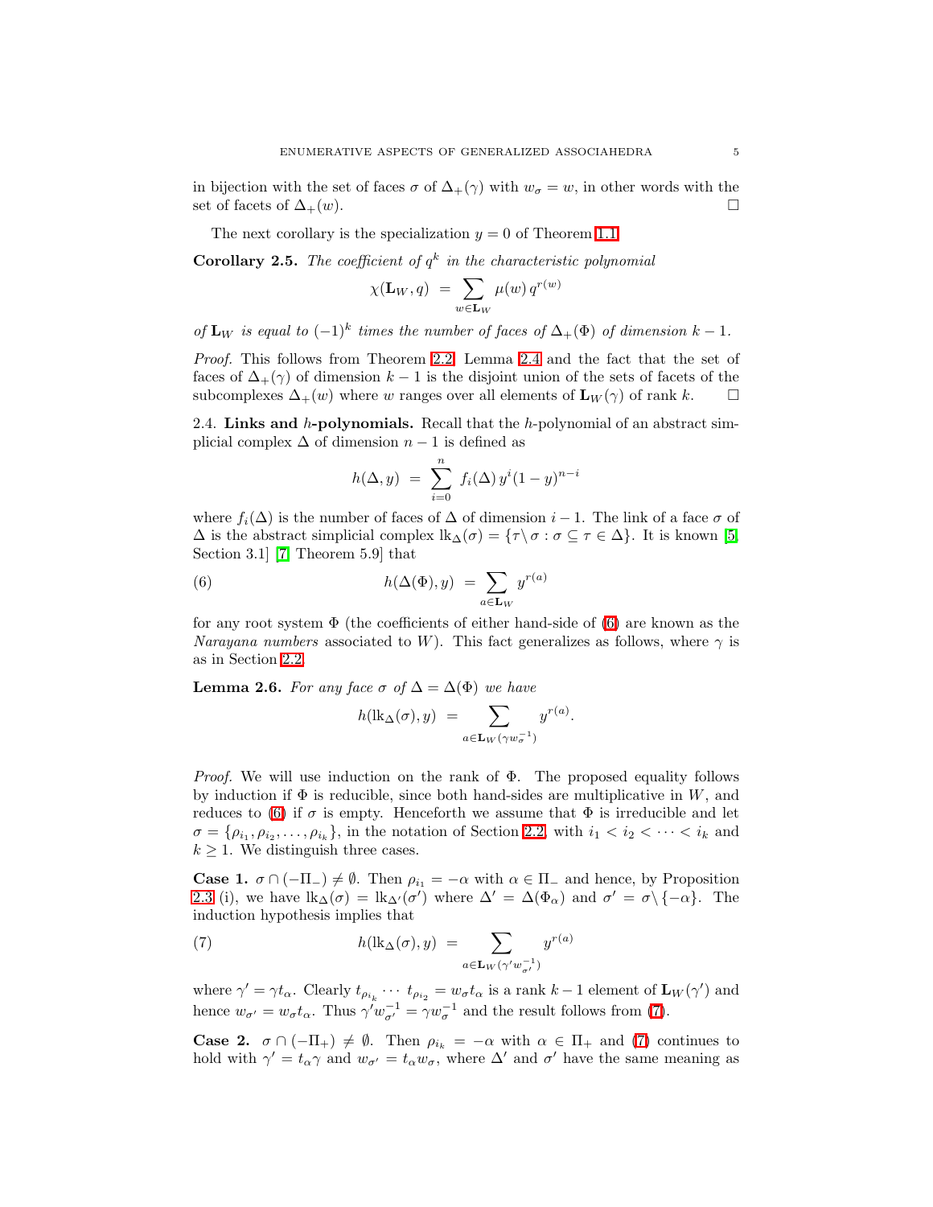in bijection with the set of faces $\sigma$ of $\Delta_+(\gamma)$ with $w_\sigma = w$, in other words with the set of facets of $\Delta_+(w)$. $\square$

The next corollary is the specialization $y = 0$ of Theorem 1.1.

**Corollary 2.5.** *The coefficient of $q^k$ in the characteristic polynomial*

$$\chi(\mathbf{L}_W, q) \;=\; \sum_{w \in \mathbf{L}_W} \mu(w)\, q^{r(w)}$$

*of $\mathbf{L}_W$ is equal to $(-1)^k$ times the number of faces of $\Delta_+(\Phi)$ of dimension $k-1$.*

*Proof.* This follows from Theorem 2.2, Lemma 2.4 and the fact that the set of faces of $\Delta_+(\gamma)$ of dimension $k-1$ is the disjoint union of the sets of facets of the subcomplexes $\Delta_+(w)$ where $w$ ranges over all elements of $\mathbf{L}_W(\gamma)$ of rank $k$. $\square$

2.4. **Links and $h$-polynomials.** Recall that the $h$-polynomial of an abstract simplicial complex $\Delta$ of dimension $n-1$ is defined as

$$h(\Delta, y) \;=\; \sum_{i=0}^{n} f_i(\Delta)\, y^i (1-y)^{n-i}$$

where $f_i(\Delta)$ is the number of faces of $\Delta$ of dimension $i-1$. The link of a face $\sigma$ of $\Delta$ is the abstract simplicial complex $\mathrm{lk}_\Delta(\sigma) = \{\tau \setminus \sigma : \sigma \subseteq \tau \in \Delta\}$. It is known [5, Section 3.1] [7, Theorem 5.9] that

$$h(\Delta(\Phi), y) \;=\; \sum_{a \in \mathbf{L}_W} y^{r(a)} \tag{6}$$

for any root system $\Phi$ (the coefficients of either hand-side of (6) are known as the *Narayana numbers* associated to $W$). This fact generalizes as follows, where $\gamma$ is as in Section 2.2.

**Lemma 2.6.** *For any face $\sigma$ of $\Delta = \Delta(\Phi)$ we have*

$$h(\mathrm{lk}_\Delta(\sigma), y) \;=\; \sum_{a \in \mathbf{L}_W(\gamma w_\sigma^{-1})} y^{r(a)}.$$

*Proof.* We will use induction on the rank of $\Phi$. The proposed equality follows by induction if $\Phi$ is reducible, since both hand-sides are multiplicative in $W$, and reduces to (6) if $\sigma$ is empty. Henceforth we assume that $\Phi$ is irreducible and let $\sigma = \{\rho_{i_1}, \rho_{i_2}, \dots, \rho_{i_k}\}$, in the notation of Section 2.2, with $i_1 < i_2 < \cdots < i_k$ and $k \ge 1$. We distinguish three cases.

**Case 1.** $\sigma \cap (-\Pi_-) \neq \emptyset$. Then $\rho_{i_1} = -\alpha$ with $\alpha \in \Pi_-$ and hence, by Proposition 2.3 (i), we have $\mathrm{lk}_\Delta(\sigma) = \mathrm{lk}_{\Delta'}(\sigma')$ where $\Delta' = \Delta(\Phi_\alpha)$ and $\sigma' = \sigma \setminus \{-\alpha\}$. The induction hypothesis implies that

$$h(\mathrm{lk}_\Delta(\sigma), y) \;=\; \sum_{a \in \mathbf{L}_W(\gamma' w_{\sigma'}^{-1})} y^{r(a)} \tag{7}$$

where $\gamma' = \gamma t_\alpha$. Clearly $t_{\rho_{i_k}} \cdots t_{\rho_{i_2}} = w_\sigma t_\alpha$ is a rank $k-1$ element of $\mathbf{L}_W(\gamma')$ and hence $w_{\sigma'} = w_\sigma t_\alpha$. Thus $\gamma' w_{\sigma'}^{-1} = \gamma w_\sigma^{-1}$ and the result follows from (7).

**Case 2.** $\sigma \cap (-\Pi_+) \neq \emptyset$. Then $\rho_{i_k} = -\alpha$ with $\alpha \in \Pi_+$ and (7) continues to hold with $\gamma' = t_\alpha \gamma$ and $w_{\sigma'} = t_\alpha w_\sigma$, where $\Delta'$ and $\sigma'$ have the same meaning as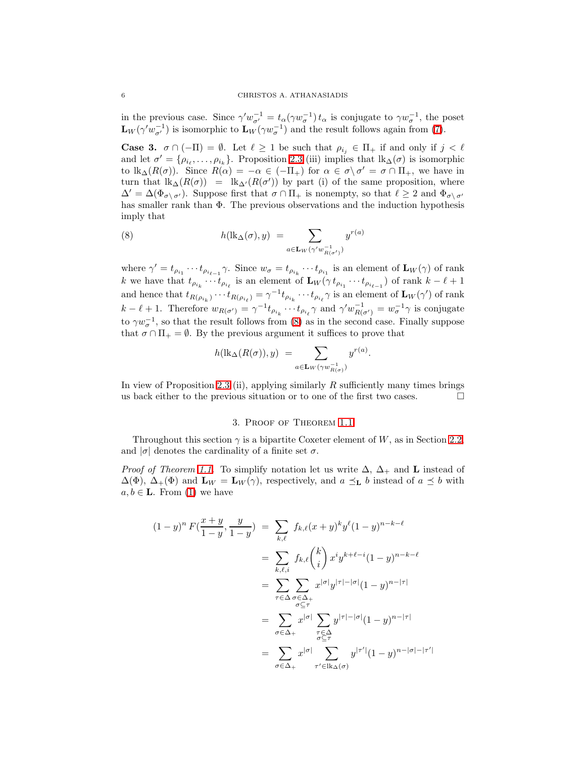in the previous case. Since $\gamma' w_{\sigma'}^{-1} = t_\alpha (\gamma w_\sigma^{-1}) t_\alpha$ is conjugate to $\gamma w_\sigma^{-1}$, the poset $\mathbf{L}_W(\gamma' w_{\sigma'}^{-1})$ is isomorphic to $\mathbf{L}_W(\gamma w_\sigma^{-1})$ and the result follows again from (7).

**Case 3.** $\sigma \cap (-\Pi) = \emptyset$. Let $\ell \geq 1$ be such that $\rho_{i_j} \in \Pi_+$ if and only if $j < \ell$ and let $\sigma' = \{\rho_{i_\ell}, \dots, \rho_{i_k}\}$. Proposition 2.3 (iii) implies that $\mathrm{lk}_\Delta(\sigma)$ is isomorphic to $\mathrm{lk}_\Delta(R(\sigma))$. Since $R(\alpha) = -\alpha \in (-\Pi_+)$ for $\alpha \in \sigma \setminus \sigma' = \sigma \cap \Pi_+$, we have in turn that $\mathrm{lk}_\Delta(R(\sigma)) = \mathrm{lk}_{\Delta'}(R(\sigma'))$ by part (i) of the same proposition, where $\Delta' = \Delta(\Phi_{\sigma \setminus \sigma'})$. Suppose first that $\sigma \cap \Pi_+$ is nonempty, so that $\ell \geq 2$ and $\Phi_{\sigma \setminus \sigma'}$ has smaller rank than $\Phi$. The previous observations and the induction hypothesis imply that

$$h(\mathrm{lk}_\Delta(\sigma), y) \; = \sum_{a \in \mathbf{L}_W(\gamma' w_{R(\sigma')}^{-1})} y^{r(a)} \tag{8}$$

where $\gamma' = t_{\rho_{i_1}} \cdots t_{\rho_{i_{\ell-1}}} \gamma$. Since $w_\sigma = t_{\rho_{i_k}} \cdots t_{\rho_{i_1}}$ is an element of $\mathbf{L}_W(\gamma)$ of rank $k$ we have that $t_{\rho_{i_k}} \cdots t_{\rho_{i_\ell}}$ is an element of $\mathbf{L}_W(\gamma t_{\rho_{i_1}} \cdots t_{\rho_{i_{\ell-1}}})$ of rank $k - \ell + 1$ and hence that $t_{R(\rho_{i_k})} \cdots t_{R(\rho_{i_\ell})} = \gamma^{-1} t_{\rho_{i_k}} \cdots t_{\rho_{i_\ell}} \gamma$ is an element of $\mathbf{L}_W(\gamma')$ of rank $k - \ell + 1$. Therefore $w_{R(\sigma')} = \gamma^{-1} t_{\rho_{i_k}} \cdots t_{\rho_{i_\ell}} \gamma$ and $\gamma' w_{R(\sigma')}^{-1} = w_\sigma^{-1} \gamma$ is conjugate to $\gamma w_\sigma^{-1}$, so that the result follows from (8) as in the second case. Finally suppose that $\sigma \cap \Pi_+ = \emptyset$. By the previous argument it suffices to prove that

$$h(\mathrm{lk}_\Delta(R(\sigma)), y) \; = \sum_{a \in \mathbf{L}_W(\gamma w_{R(\sigma)}^{-1})} y^{r(a)}.$$

In view of Proposition 2.3 (ii), applying similarly $R$ sufficiently many times brings us back either to the previous situation or to one of the first two cases. $\square$

## 3. Proof of Theorem 1.1

Throughout this section $\gamma$ is a bipartite Coxeter element of $W$, as in Section 2.2, and $|\sigma|$ denotes the cardinality of a finite set $\sigma$.

*Proof of Theorem 1.1.* To simplify notation let us write $\Delta$, $\Delta_+$ and $\mathbf{L}$ instead of $\Delta(\Phi)$, $\Delta_+(\Phi)$ and $\mathbf{L}_W = \mathbf{L}_W(\gamma)$, respectively, and $a \preceq_{\mathbf{L}} b$ instead of $a \preceq b$ with $a, b \in \mathbf{L}$. From (1) we have

$$\begin{aligned}
(1-y)^n \, F\left(\frac{x+y}{1-y}, \frac{y}{1-y}\right) \; &= \; \sum_{k,\ell} \; f_{k,\ell} (x+y)^k y^\ell (1-y)^{n-k-\ell} \\
&= \; \sum_{k,\ell,i} \; f_{k,\ell} \binom{k}{i} x^i y^{k+\ell-i} (1-y)^{n-k-\ell} \\
&= \; \sum_{\tau \in \Delta} \sum_{\substack{\sigma \in \Delta_+ \\ \sigma \subseteq \tau}} x^{|\sigma|} y^{|\tau|-|\sigma|} (1-y)^{n-|\tau|} \\
&= \; \sum_{\sigma \in \Delta_+} x^{|\sigma|} \sum_{\substack{\tau \in \Delta \\ \sigma \subseteq \tau}} y^{|\tau|-|\sigma|} (1-y)^{n-|\tau|} \\
&= \; \sum_{\sigma \in \Delta_+} x^{|\sigma|} \sum_{\tau' \in \mathrm{lk}_\Delta(\sigma)} y^{|\tau'|} (1-y)^{n-|\sigma|-|\tau'|}
\end{aligned}$$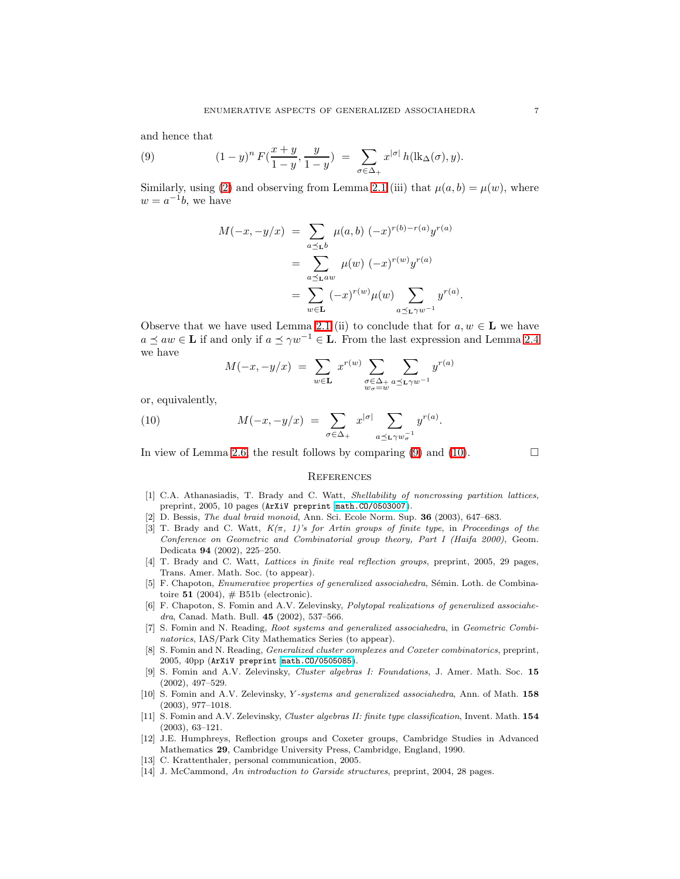and hence that

$$(1-y)^n F\Big(\frac{x+y}{1-y}, \frac{y}{1-y}\Big) \;=\; \sum_{\sigma \in \Delta_+} x^{|\sigma|}\, h(\mathrm{lk}_\Delta(\sigma), y). \tag{9}$$

Similarly, using (2) and observing from Lemma 2.1 (iii) that $\mu(a,b) = \mu(w)$, where $w = a^{-1}b$, we have

$$\begin{aligned}
M(-x, -y/x) \;&=\; \sum_{a \preceq_{\mathbf{L}} b} \mu(a,b)\; (-x)^{r(b)-r(a)} y^{r(a)} \\
&=\; \sum_{a \preceq_{\mathbf{L}} aw} \mu(w)\; (-x)^{r(w)} y^{r(a)} \\
&=\; \sum_{w \in \mathbf{L}} (-x)^{r(w)} \mu(w) \sum_{a \preceq_{\mathbf{L}} \gamma w^{-1}} y^{r(a)}.
\end{aligned}$$

Observe that we have used Lemma 2.1 (ii) to conclude that for $a, w \in \mathbf{L}$ we have $a \preceq aw \in \mathbf{L}$ if and only if $a \preceq \gamma w^{-1} \in \mathbf{L}$. From the last expression and Lemma 2.4 we have

$$M(-x, -y/x) \;=\; \sum_{w \in \mathbf{L}} x^{r(w)} \sum_{\substack{\sigma \in \Delta_+ \\ w_\sigma = w}} \sum_{a \preceq_{\mathbf{L}} \gamma w^{-1}} y^{r(a)}$$

or, equivalently,

$$M(-x, -y/x) \;=\; \sum_{\sigma \in \Delta_+} x^{|\sigma|} \sum_{a \preceq_{\mathbf{L}} \gamma w_\sigma^{-1}} y^{r(a)}. \tag{10}$$

In view of Lemma 2.6, the result follows by comparing (9) and (10). $\square$

## References

[1] C.A. Athanasiadis, T. Brady and C. Watt, *Shellability of noncrossing partition lattices*, preprint, 2005, 10 pages (ArXiV preprint math.CO/0503007).

[2] D. Bessis, *The dual braid monoid*, Ann. Sci. Ecole Norm. Sup. **36** (2003), 647–683.

[3] T. Brady and C. Watt, *K(π, 1)'s for Artin groups of finite type*, in *Proceedings of the Conference on Geometric and Combinatorial group theory, Part I (Haifa 2000)*, Geom. Dedicata **94** (2002), 225–250.

[4] T. Brady and C. Watt, *Lattices in finite real reflection groups*, preprint, 2005, 29 pages, Trans. Amer. Math. Soc. (to appear).

[5] F. Chapoton, *Enumerative properties of generalized associahedra*, Sémin. Loth. de Combinatoire **51** (2004), # B51b (electronic).

[6] F. Chapoton, S. Fomin and A.V. Zelevinsky, *Polytopal realizations of generalized associahedra*, Canad. Math. Bull. **45** (2002), 537–566.

[7] S. Fomin and N. Reading, *Root systems and generalized associahedra*, in *Geometric Combinatorics*, IAS/Park City Mathematics Series (to appear).

[8] S. Fomin and N. Reading, *Generalized cluster complexes and Coxeter combinatorics*, preprint, 2005, 40pp (ArXiV preprint math.CO/0505085).

[9] S. Fomin and A.V. Zelevinsky, *Cluster algebras I: Foundations*, J. Amer. Math. Soc. **15** (2002), 497–529.

[10] S. Fomin and A.V. Zelevinsky, *Y-systems and generalized associahedra*, Ann. of Math. **158** (2003), 977–1018.

[11] S. Fomin and A.V. Zelevinsky, *Cluster algebras II: finite type classification*, Invent. Math. **154** (2003), 63–121.

[12] J.E. Humphreys, Reflection groups and Coxeter groups, Cambridge Studies in Advanced Mathematics **29**, Cambridge University Press, Cambridge, England, 1990.

[13] C. Krattenthaler, personal communication, 2005.

[14] J. McCammond, *An introduction to Garside structures*, preprint, 2004, 28 pages.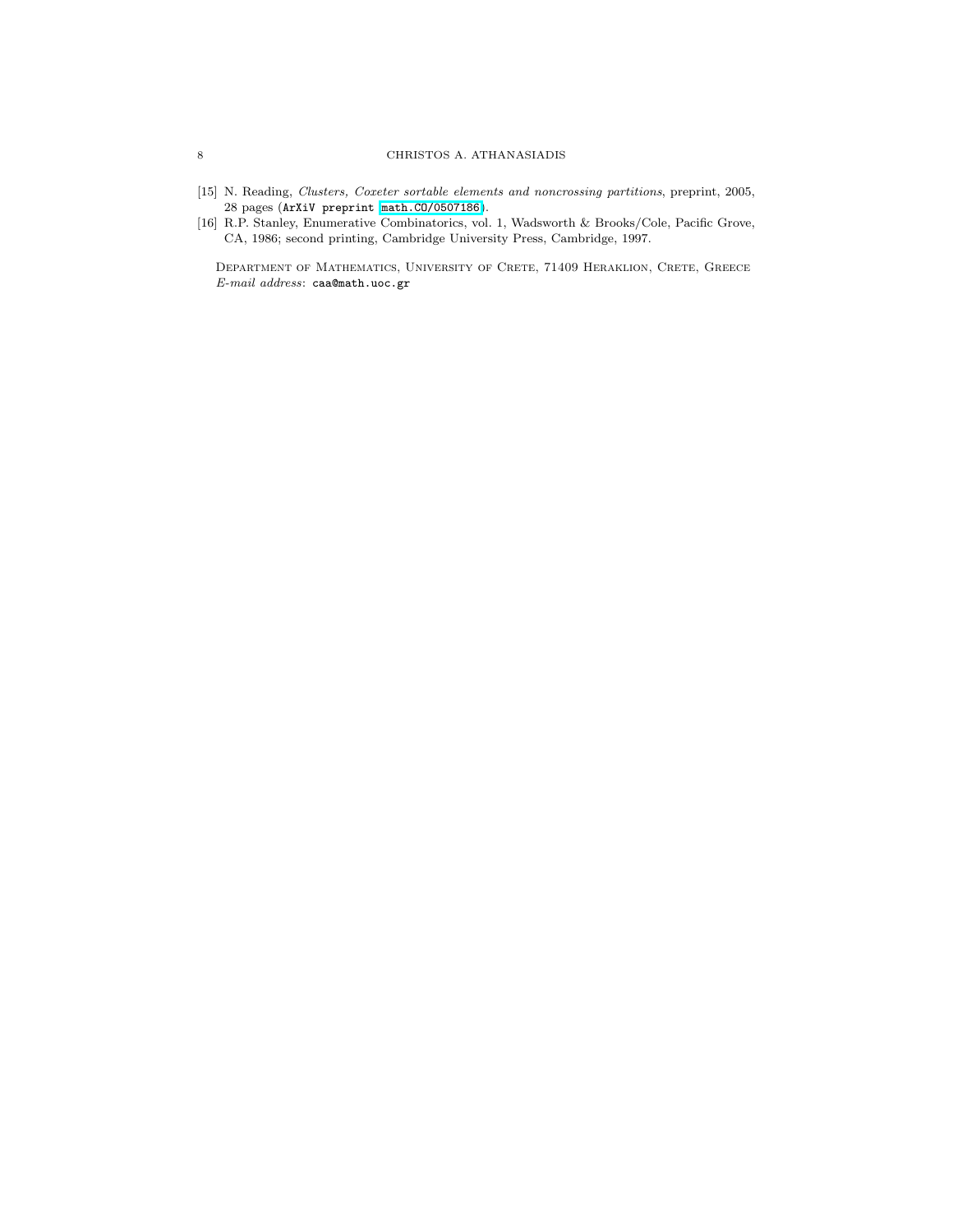[15] N. Reading, *Clusters, Coxeter sortable elements and noncrossing partitions*, preprint, 2005, 28 pages (ArXiV preprint math.CO/0507186).

[16] R.P. Stanley, Enumerative Combinatorics, vol. 1, Wadsworth & Brooks/Cole, Pacific Grove, CA, 1986; second printing, Cambridge University Press, Cambridge, 1997.

Department of Mathematics, University of Crete, 71409 Heraklion, Crete, Greece
*E-mail address*: caa@math.uoc.gr